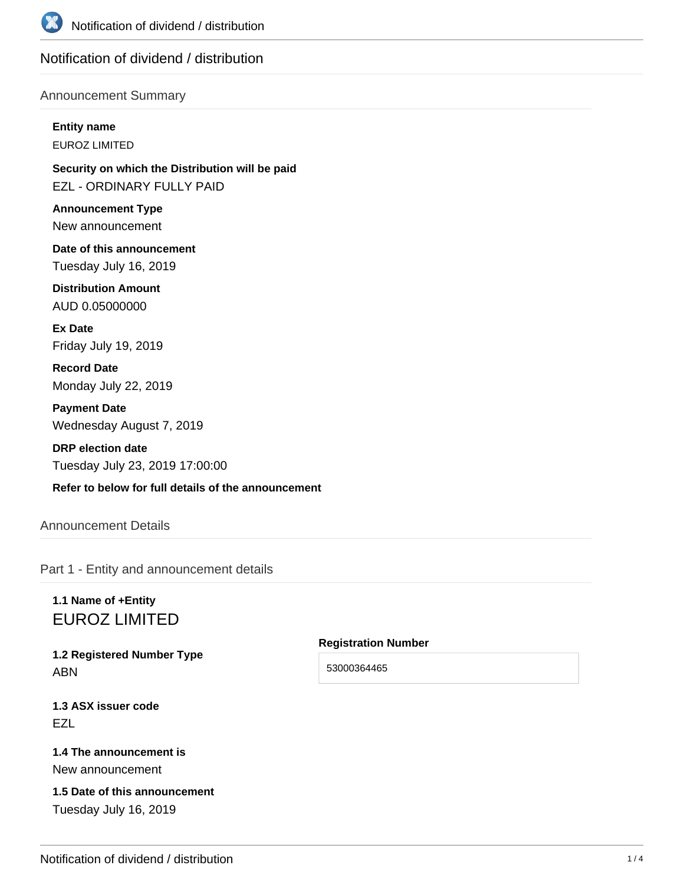# Notification of dividend / distribution

## Announcement Summary

**Entity name**

EUROZ LIMITED

**Security on which the Distribution will be paid**

EZL - ORDINARY FULLY PAID

**Announcement Type**

New announcement

**Date of this announcement**

Tuesday July 16, 2019

**Distribution Amount**

AUD 0.05000000

**Ex Date**

Friday July 19, 2019

**Record Date**

Monday July 22, 2019

**Payment Date**

Wednesday August 7, 2019

**DRP election date**

Tuesday July 23, 2019 17:00:00

**Refer to below for full details of the announcement**

## Announcement Details

### Part 1 - Entity and announcement details

**1.1 Name of +Entity**

EUROZ LIMITED

**1.2 Registered Number Type**

ABN

**Registration Number**

53000364465

**1.3 ASX issuer code**

EZL

**1.4 The announcement is**

New announcement

**1.5 Date of this announcement**

Tuesday July 16, 2019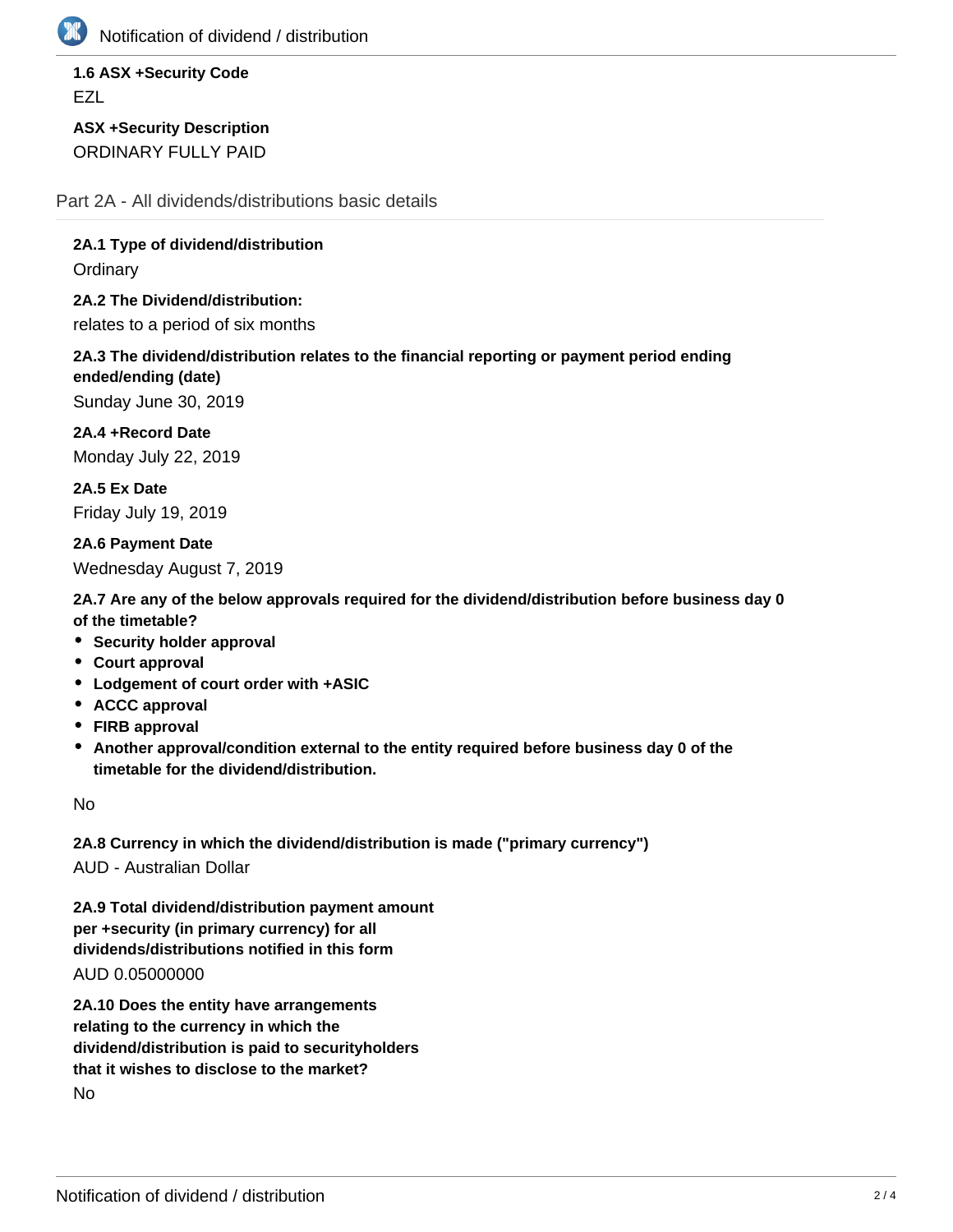**1.6 ASX +Security Code**

EZL

**ASX +Security Description**

ORDINARY FULLY PAID

## Part 2A - All dividends/distributions basic details

**2A.1 Type of dividend/distribution**

Ordinary

**2A.2 The Dividend/distribution:**

relates to a period of six months

**2A.3 The dividend/distribution relates to the financial reporting or payment period ending ended/ending (date)**

Sunday June 30, 2019

**2A.4 +Record Date**

Monday July 22, 2019

**2A.5 Ex Date**

Friday July 19, 2019

**2A.6 Payment Date**

Wednesday August 7, 2019

**2A.7 Are any of the below approvals required for the dividend/distribution before business day 0 of the timetable?**

- **Security holder approval**
- **Court approval**
- **Lodgement of court order with +ASIC**
- **ACCC approval**
- **FIRB approval**
- **Another approval/condition external to the entity required before business day 0 of the timetable for the dividend/distribution.**

No

**2A.8 Currency in which the dividend/distribution is made ("primary currency")**

AUD - Australian Dollar

**2A.9 Total dividend/distribution payment amount per +security (in primary currency) for all dividends/distributions notified in this form**

AUD 0.05000000

**2A.10 Does the entity have arrangements relating to the currency in which the dividend/distribution is paid to securityholders that it wishes to disclose to the market?**

No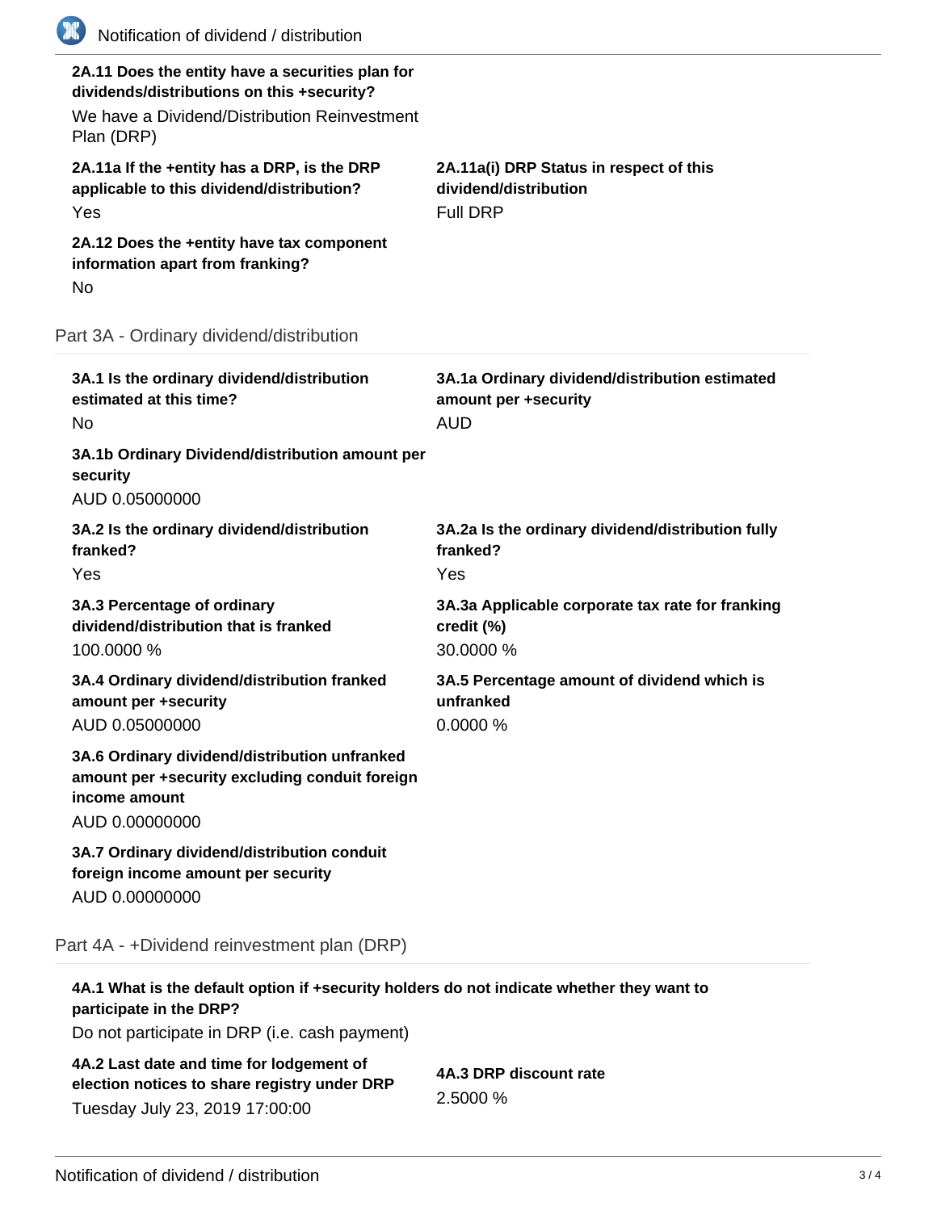**2A.11 Does the entity have a securities plan for dividends/distributions on this +security?**

We have a Dividend/Distribution Reinvestment Plan (DRP)

**2A.11a If the +entity has a DRP, is the DRP applicable to this dividend/distribution?**

Yes

**2A.11a(i) DRP Status in respect of this dividend/distribution**

Full DRP

**2A.12 Does the +entity have tax component information apart from franking?**

No

## Part 3A - Ordinary dividend/distribution

**3A.1 Is the ordinary dividend/distribution estimated at this time?**

No

**3A.1a Ordinary dividend/distribution estimated amount per +security**

AUD

**3A.1b Ordinary Dividend/distribution amount per security**

AUD 0.05000000

**3A.2 Is the ordinary dividend/distribution franked?**

Yes

**3A.2a Is the ordinary dividend/distribution fully franked?**

Yes

**3A.3 Percentage of ordinary dividend/distribution that is franked**

100.0000 %

**3A.3a Applicable corporate tax rate for franking credit (%)**

30.0000 %

**3A.4 Ordinary dividend/distribution franked amount per +security**

AUD 0.05000000

**3A.5 Percentage amount of dividend which is unfranked**

0.0000 %

**3A.6 Ordinary dividend/distribution unfranked amount per +security excluding conduit foreign income amount**

AUD 0.00000000

**3A.7 Ordinary dividend/distribution conduit foreign income amount per security**

AUD 0.00000000

## Part 4A - +Dividend reinvestment plan (DRP)

**4A.1 What is the default option if +security holders do not indicate whether they want to participate in the DRP?**

Do not participate in DRP (i.e. cash payment)

**4A.2 Last date and time for lodgement of election notices to share registry under DRP**

Tuesday July 23, 2019 17:00:00

**4A.3 DRP discount rate**

2.5000 %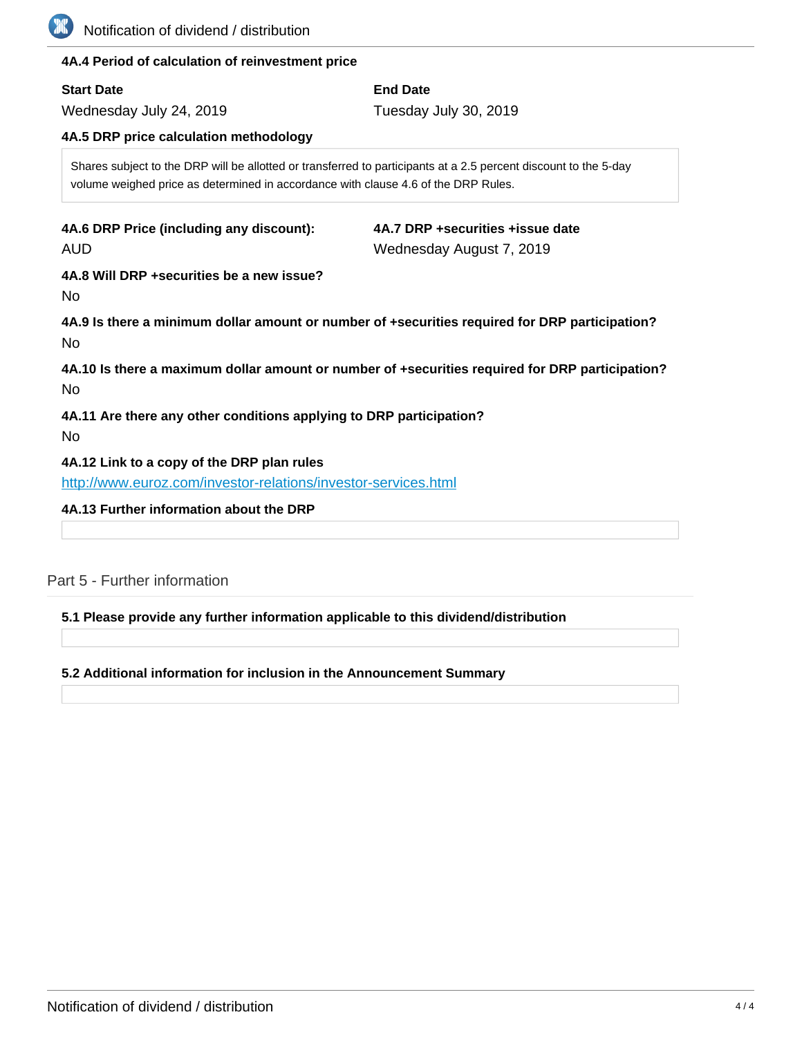**4A.4 Period of calculation of reinvestment price**

**Start Date**
Wednesday July 24, 2019

**End Date**
Tuesday July 30, 2019

**4A.5 DRP price calculation methodology**

Shares subject to the DRP will be allotted or transferred to participants at a 2.5 percent discount to the 5-day volume weighed price as determined in accordance with clause 4.6 of the DRP Rules.

**4A.6 DRP Price (including any discount):**
AUD

**4A.7 DRP +securities +issue date**
Wednesday August 7, 2019

**4A.8 Will DRP +securities be a new issue?**
No

**4A.9 Is there a minimum dollar amount or number of +securities required for DRP participation?**
No

**4A.10 Is there a maximum dollar amount or number of +securities required for DRP participation?**
No

**4A.11 Are there any other conditions applying to DRP participation?**
No

**4A.12 Link to a copy of the DRP plan rules**
http://www.euroz.com/investor-relations/investor-services.html

**4A.13 Further information about the DRP**

## Part 5 - Further information

**5.1 Please provide any further information applicable to this dividend/distribution**

**5.2 Additional information for inclusion in the Announcement Summary**